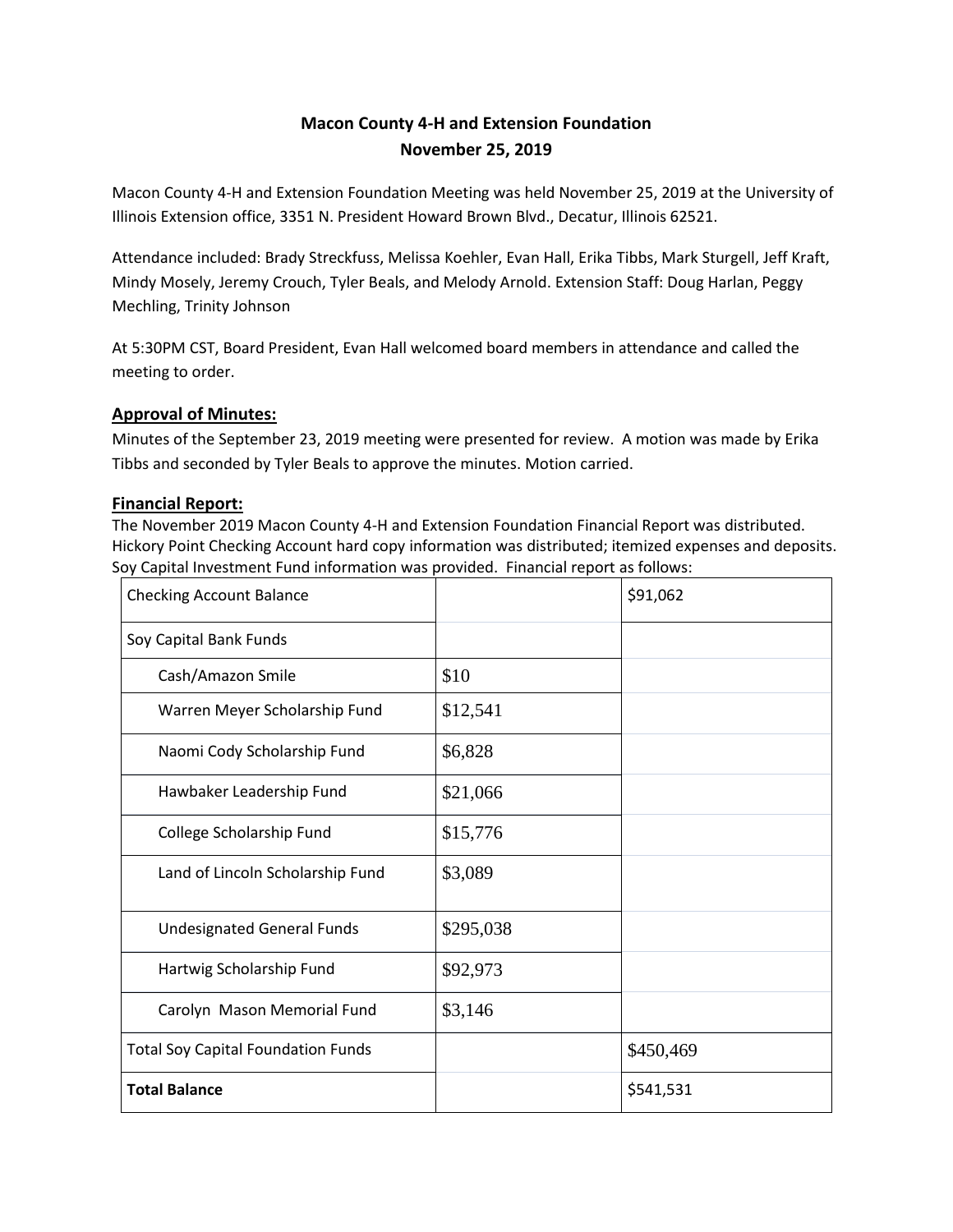# Macon County 4-H and Extension Foundation
## November 25, 2019

Macon County 4-H and Extension Foundation Meeting was held November 25, 2019 at the University of Illinois Extension office, 3351 N. President Howard Brown Blvd., Decatur, Illinois 62521.

Attendance included: Brady Streckfuss, Melissa Koehler, Evan Hall, Erika Tibbs, Mark Sturgell, Jeff Kraft, Mindy Mosely, Jeremy Crouch, Tyler Beals, and Melody Arnold. Extension Staff: Doug Harlan, Peggy Mechling, Trinity Johnson

At 5:30PM CST, Board President, Evan Hall welcomed board members in attendance and called the meeting to order.

### Approval of Minutes:

Minutes of the September 23, 2019 meeting were presented for review. A motion was made by Erika Tibbs and seconded by Tyler Beals to approve the minutes. Motion carried.

### Financial Report:

The November 2019 Macon County 4-H and Extension Foundation Financial Report was distributed. Hickory Point Checking Account hard copy information was distributed; itemized expenses and deposits. Soy Capital Investment Fund information was provided. Financial report as follows:

| Checking Account Balance | | $91,062 |
|---|---|---|
| Soy Capital Bank Funds | | |
| Cash/Amazon Smile | $10 | |
| Warren Meyer Scholarship Fund | $12,541 | |
| Naomi Cody Scholarship Fund | $6,828 | |
| Hawbaker Leadership Fund | $21,066 | |
| College Scholarship Fund | $15,776 | |
| Land of Lincoln Scholarship Fund | $3,089 | |
| Undesignated General Funds | $295,038 | |
| Hartwig Scholarship Fund | $92,973 | |
| Carolyn Mason Memorial Fund | $3,146 | |
| Total Soy Capital Foundation Funds | | $450,469 |
| **Total Balance** | | $541,531 |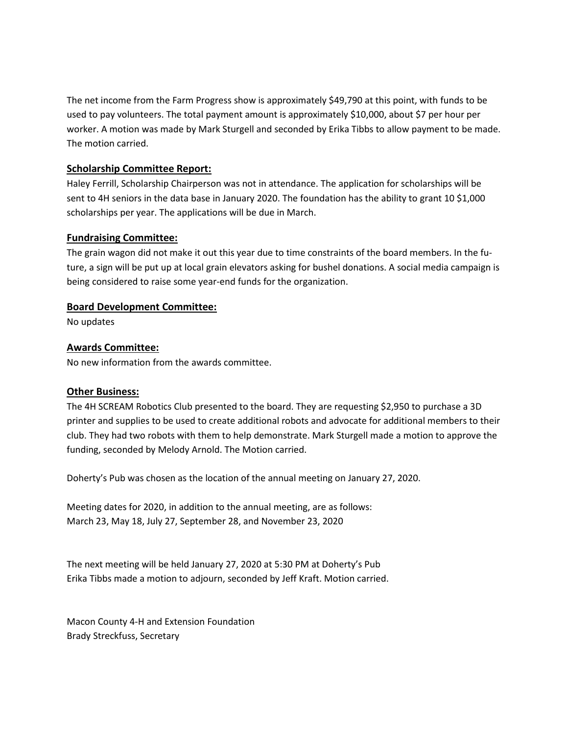The net income from the Farm Progress show is approximately $49,790 at this point, with funds to be used to pay volunteers. The total payment amount is approximately $10,000, about $7 per hour per worker. A motion was made by Mark Sturgell and seconded by Erika Tibbs to allow payment to be made. The motion carried.

## Scholarship Committee Report:

Haley Ferrill, Scholarship Chairperson was not in attendance. The application for scholarships will be sent to 4H seniors in the data base in January 2020. The foundation has the ability to grant 10 $1,000 scholarships per year. The applications will be due in March.

## Fundraising Committee:

The grain wagon did not make it out this year due to time constraints of the board members. In the future, a sign will be put up at local grain elevators asking for bushel donations. A social media campaign is being considered to raise some year-end funds for the organization.

## Board Development Committee:

No updates

## Awards Committee:

No new information from the awards committee.

## Other Business:

The 4H SCREAM Robotics Club presented to the board. They are requesting $2,950 to purchase a 3D printer and supplies to be used to create additional robots and advocate for additional members to their club. They had two robots with them to help demonstrate. Mark Sturgell made a motion to approve the funding, seconded by Melody Arnold. The Motion carried.

Doherty's Pub was chosen as the location of the annual meeting on January 27, 2020.

Meeting dates for 2020, in addition to the annual meeting, are as follows:
March 23, May 18, July 27, September 28, and November 23, 2020

The next meeting will be held January 27, 2020 at 5:30 PM at Doherty's Pub
Erika Tibbs made a motion to adjourn, seconded by Jeff Kraft. Motion carried.

Macon County 4-H and Extension Foundation
Brady Streckfuss, Secretary